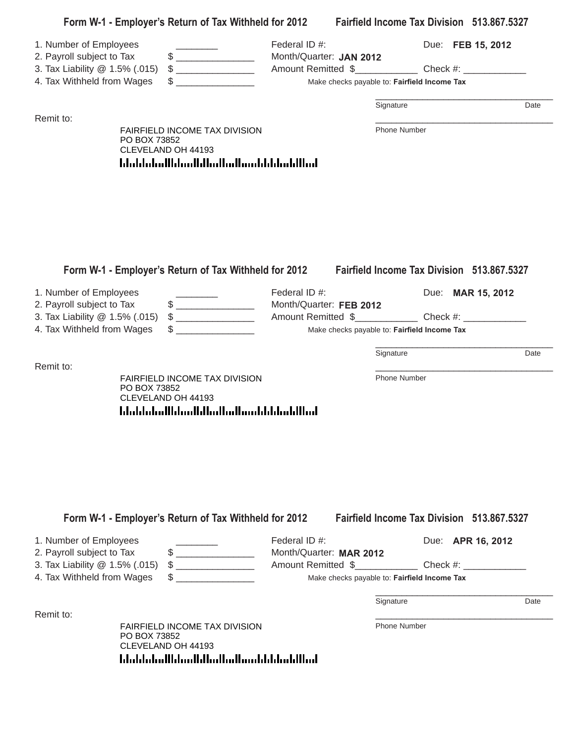**Form W-1 - Employer's Return of Tax Withheld for 2012** **Fairfield Income Tax Division 513.867.5327**

1. Number of Employees ________
2. Payroll subject to Tax $ _______________
3. Tax Liability @ 1.5% (.015) $ _______________
4. Tax Withheld from Wages $ _______________

Federal ID #:

Month/Quarter: **JAN 2012**

Amount Remitted $____________

Due: **FEB 15, 2012**

Check #: ____________

Make checks payable to: **Fairfield Income Tax**

_____________________________________
Signature Date

_____________________________________
Phone Number

Remit to:

FAIRFIELD INCOME TAX DIVISION
PO BOX 73852
CLEVELAND OH 44193

---

**Form W-1 - Employer's Return of Tax Withheld for 2012** **Fairfield Income Tax Division 513.867.5327**

1. Number of Employees ________
2. Payroll subject to Tax $ _______________
3. Tax Liability @ 1.5% (.015) $ _______________
4. Tax Withheld from Wages $ _______________

Federal ID #:

Month/Quarter: **FEB 2012**

Amount Remitted $____________

Due: **MAR 15, 2012**

Check #: ____________

Make checks payable to: **Fairfield Income Tax**

_____________________________________
Signature Date

_____________________________________
Phone Number

Remit to:

FAIRFIELD INCOME TAX DIVISION
PO BOX 73852
CLEVELAND OH 44193

---

**Form W-1 - Employer's Return of Tax Withheld for 2012** **Fairfield Income Tax Division 513.867.5327**

1. Number of Employees ________
2. Payroll subject to Tax $ _______________
3. Tax Liability @ 1.5% (.015) $ _______________
4. Tax Withheld from Wages $ _______________

Federal ID #:

Month/Quarter: **MAR 2012**

Amount Remitted $____________

Due: **APR 16, 2012**

Check #: ____________

Make checks payable to: **Fairfield Income Tax**

_____________________________________
Signature Date

_____________________________________
Phone Number

Remit to:

FAIRFIELD INCOME TAX DIVISION
PO BOX 73852
CLEVELAND OH 44193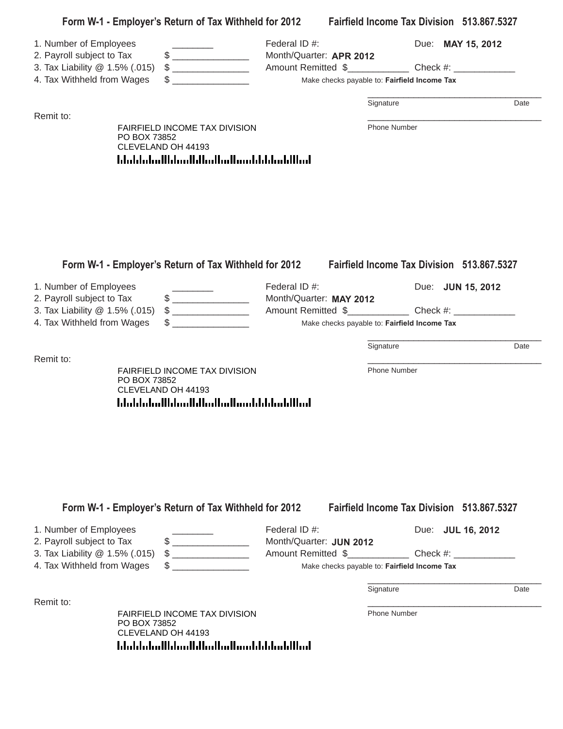**Form W-1 - Employer's Return of Tax Withheld for 2012** **Fairfield Income Tax Division 513.867.5327**

1. Number of Employees \_\_\_\_\_\_\_\_
2. Payroll subject to Tax $ \_\_\_\_\_\_\_\_\_\_\_\_\_\_\_
3. Tax Liability @ 1.5% (.015) $ \_\_\_\_\_\_\_\_\_\_\_\_\_\_\_
4. Tax Withheld from Wages $ \_\_\_\_\_\_\_\_\_\_\_\_\_\_\_

Federal ID #:

Due: **MAY 15, 2012**

Month/Quarter: **APR 2012**

Amount Remitted $\_\_\_\_\_\_\_\_\_\_\_\_ Check #: \_\_\_\_\_\_\_\_\_\_\_\_

Make checks payable to: **Fairfield Income Tax**

\_\_\_\_\_\_\_\_\_\_\_\_\_\_\_\_\_\_\_\_\_\_\_\_\_\_\_\_\_\_\_\_\_\_\_\_
Signature Date

\_\_\_\_\_\_\_\_\_\_\_\_\_\_\_\_\_\_\_\_\_\_\_\_\_\_\_\_\_\_\_\_\_\_\_\_
Phone Number

Remit to:

FAIRFIELD INCOME TAX DIVISION
PO BOX 73852
CLEVELAND OH 44193

---

**Form W-1 - Employer's Return of Tax Withheld for 2012** **Fairfield Income Tax Division 513.867.5327**

1. Number of Employees \_\_\_\_\_\_\_\_
2. Payroll subject to Tax $ \_\_\_\_\_\_\_\_\_\_\_\_\_\_\_
3. Tax Liability @ 1.5% (.015) $ \_\_\_\_\_\_\_\_\_\_\_\_\_\_\_
4. Tax Withheld from Wages $ \_\_\_\_\_\_\_\_\_\_\_\_\_\_\_

Federal ID #:

Due: **JUN 15, 2012**

Month/Quarter: **MAY 2012**

Amount Remitted $\_\_\_\_\_\_\_\_\_\_\_\_ Check #: \_\_\_\_\_\_\_\_\_\_\_\_

Make checks payable to: **Fairfield Income Tax**

\_\_\_\_\_\_\_\_\_\_\_\_\_\_\_\_\_\_\_\_\_\_\_\_\_\_\_\_\_\_\_\_\_\_\_\_
Signature Date

\_\_\_\_\_\_\_\_\_\_\_\_\_\_\_\_\_\_\_\_\_\_\_\_\_\_\_\_\_\_\_\_\_\_\_\_
Phone Number

Remit to:

FAIRFIELD INCOME TAX DIVISION
PO BOX 73852
CLEVELAND OH 44193

---

**Form W-1 - Employer's Return of Tax Withheld for 2012** **Fairfield Income Tax Division 513.867.5327**

1. Number of Employees \_\_\_\_\_\_\_\_
2. Payroll subject to Tax $ \_\_\_\_\_\_\_\_\_\_\_\_\_\_\_
3. Tax Liability @ 1.5% (.015) $ \_\_\_\_\_\_\_\_\_\_\_\_\_\_\_
4. Tax Withheld from Wages $ \_\_\_\_\_\_\_\_\_\_\_\_\_\_\_

Federal ID #:

Due: **JUL 16, 2012**

Month/Quarter: **JUN 2012**

Amount Remitted $\_\_\_\_\_\_\_\_\_\_\_\_ Check #: \_\_\_\_\_\_\_\_\_\_\_\_

Make checks payable to: **Fairfield Income Tax**

\_\_\_\_\_\_\_\_\_\_\_\_\_\_\_\_\_\_\_\_\_\_\_\_\_\_\_\_\_\_\_\_\_\_\_\_
Signature Date

\_\_\_\_\_\_\_\_\_\_\_\_\_\_\_\_\_\_\_\_\_\_\_\_\_\_\_\_\_\_\_\_\_\_\_\_
Phone Number

Remit to:

FAIRFIELD INCOME TAX DIVISION
PO BOX 73852
CLEVELAND OH 44193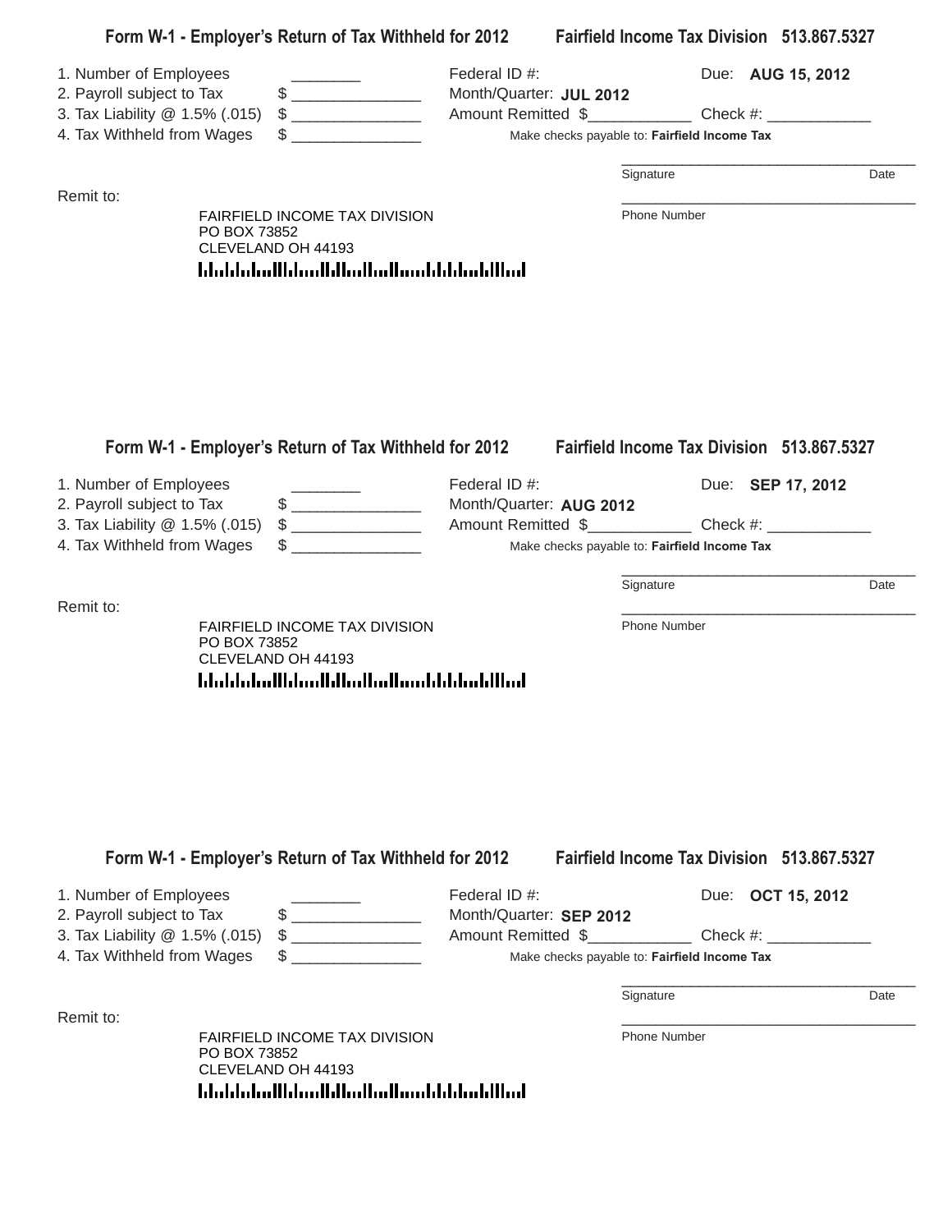**Form W-1 - Employer's Return of Tax Withheld for 2012** **Fairfield Income Tax Division 513.867.5327**

1. Number of Employees ________
2. Payroll subject to Tax $ _______________
3. Tax Liability @ 1.5% (.015) $ _______________
4. Tax Withheld from Wages $ _______________

Federal ID #:
Due: **AUG 15, 2012**
Month/Quarter: **JUL 2012**
Amount Remitted $____________ Check #: ____________
Make checks payable to: **Fairfield Income Tax**

____________________________________
Signature Date

Remit to:

____________________________________
Phone Number

FAIRFIELD INCOME TAX DIVISION
PO BOX 73852
CLEVELAND OH 44193

---

**Form W-1 - Employer's Return of Tax Withheld for 2012** **Fairfield Income Tax Division 513.867.5327**

1. Number of Employees ________
2. Payroll subject to Tax $ _______________
3. Tax Liability @ 1.5% (.015) $ _______________
4. Tax Withheld from Wages $ _______________

Federal ID #:
Due: **SEP 17, 2012**
Month/Quarter: **AUG 2012**
Amount Remitted $____________ Check #: ____________
Make checks payable to: **Fairfield Income Tax**

____________________________________
Signature Date

Remit to:

____________________________________
Phone Number

FAIRFIELD INCOME TAX DIVISION
PO BOX 73852
CLEVELAND OH 44193

---

**Form W-1 - Employer's Return of Tax Withheld for 2012** **Fairfield Income Tax Division 513.867.5327**

1. Number of Employees ________
2. Payroll subject to Tax $ _______________
3. Tax Liability @ 1.5% (.015) $ _______________
4. Tax Withheld from Wages $ _______________

Federal ID #:
Due: **OCT 15, 2012**
Month/Quarter: **SEP 2012**
Amount Remitted $____________ Check #: ____________
Make checks payable to: **Fairfield Income Tax**

____________________________________
Signature Date

Remit to:

____________________________________
Phone Number

FAIRFIELD INCOME TAX DIVISION
PO BOX 73852
CLEVELAND OH 44193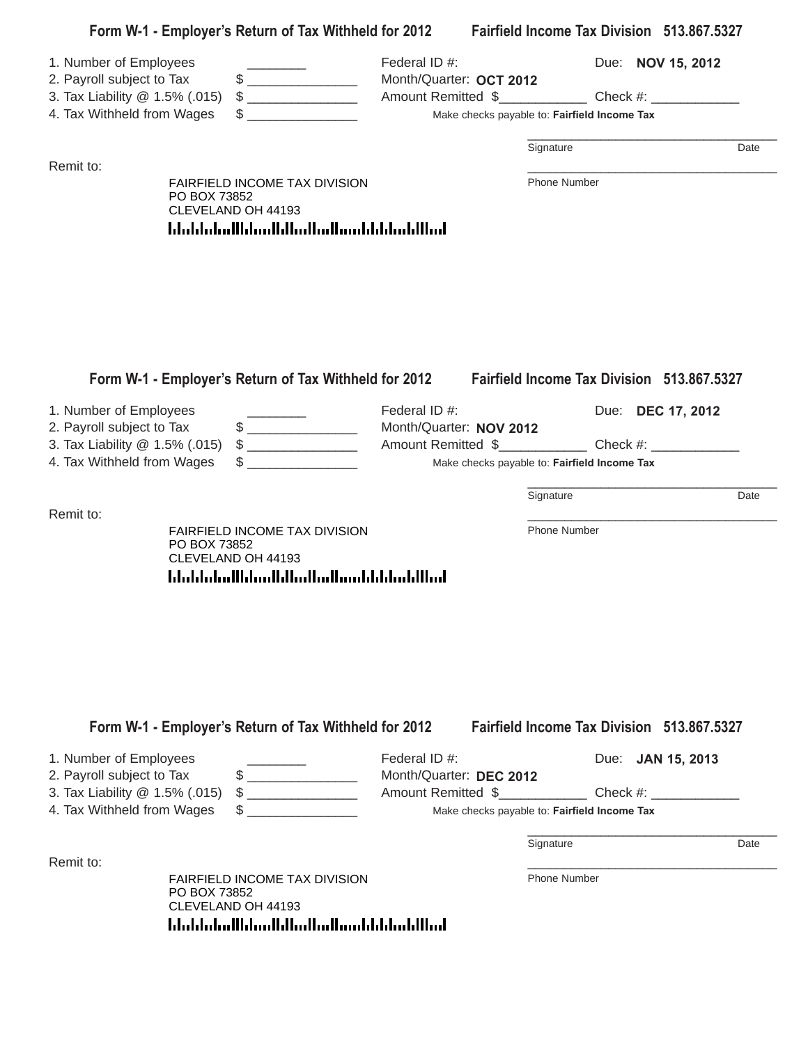## Form W-1 - Employer's Return of Tax Withheld for 2012 Fairfield Income Tax Division 513.867.5327

1. Number of Employees ________
2. Payroll subject to Tax $ _______________
3. Tax Liability @ 1.5% (.015) $ _______________
4. Tax Withheld from Wages $ _______________

Federal ID #:

Month/Quarter: **OCT 2012**

Amount Remitted $____________

Due: **NOV 15, 2012**

Check #: ____________

Make checks payable to: **Fairfield Income Tax**

Signature ____________________ Date

Phone Number ____________________

Remit to:

FAIRFIELD INCOME TAX DIVISION
PO BOX 73852
CLEVELAND OH 44193

## Form W-1 - Employer's Return of Tax Withheld for 2012 Fairfield Income Tax Division 513.867.5327

1. Number of Employees ________
2. Payroll subject to Tax $ _______________
3. Tax Liability @ 1.5% (.015) $ _______________
4. Tax Withheld from Wages $ _______________

Federal ID #:

Month/Quarter: **NOV 2012**

Amount Remitted $____________

Due: **DEC 17, 2012**

Check #: ____________

Make checks payable to: **Fairfield Income Tax**

Signature ____________________ Date

Phone Number ____________________

Remit to:

FAIRFIELD INCOME TAX DIVISION
PO BOX 73852
CLEVELAND OH 44193

## Form W-1 - Employer's Return of Tax Withheld for 2012 Fairfield Income Tax Division 513.867.5327

1. Number of Employees ________
2. Payroll subject to Tax $ _______________
3. Tax Liability @ 1.5% (.015) $ _______________
4. Tax Withheld from Wages $ _______________

Federal ID #:

Month/Quarter: **DEC 2012**

Amount Remitted $____________

Due: **JAN 15, 2013**

Check #: ____________

Make checks payable to: **Fairfield Income Tax**

Signature ____________________ Date

Phone Number ____________________

Remit to:

FAIRFIELD INCOME TAX DIVISION
PO BOX 73852
CLEVELAND OH 44193